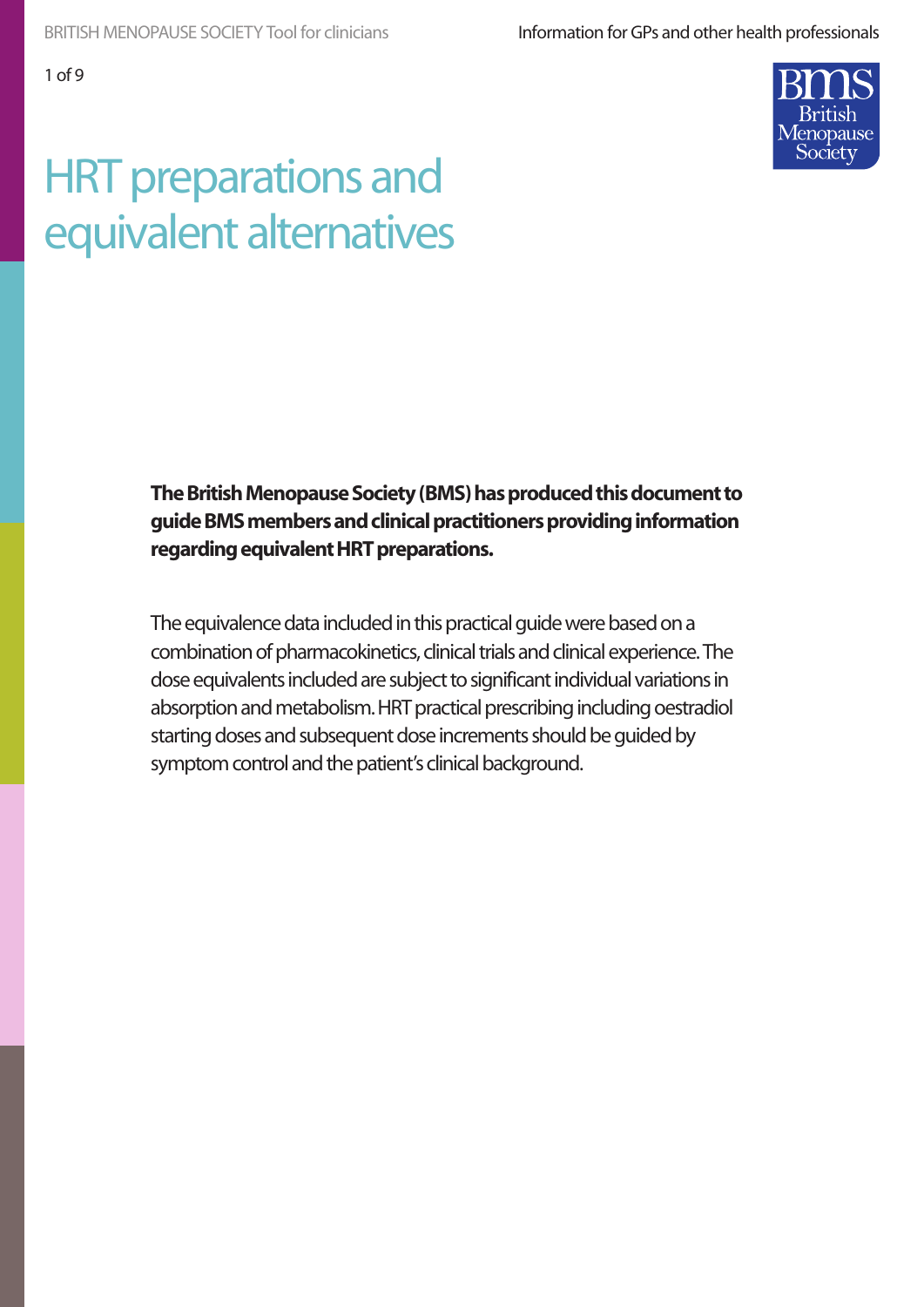# HRT preparations and equivalent alternatives

**The British Menopause Society (BMS) has produced this document to guide BMS members and clinical practitioners providing information regarding equivalent HRT preparations.**

The equivalence data included in this practical guide were based on a combination of pharmacokinetics, clinical trials and clinical experience. The dose equivalents included are subject to significant individual variations in absorption and metabolism. HRT practical prescribing including oestradiol starting doses and subsequent dose increments should be guided by symptom control and the patient's clinical background.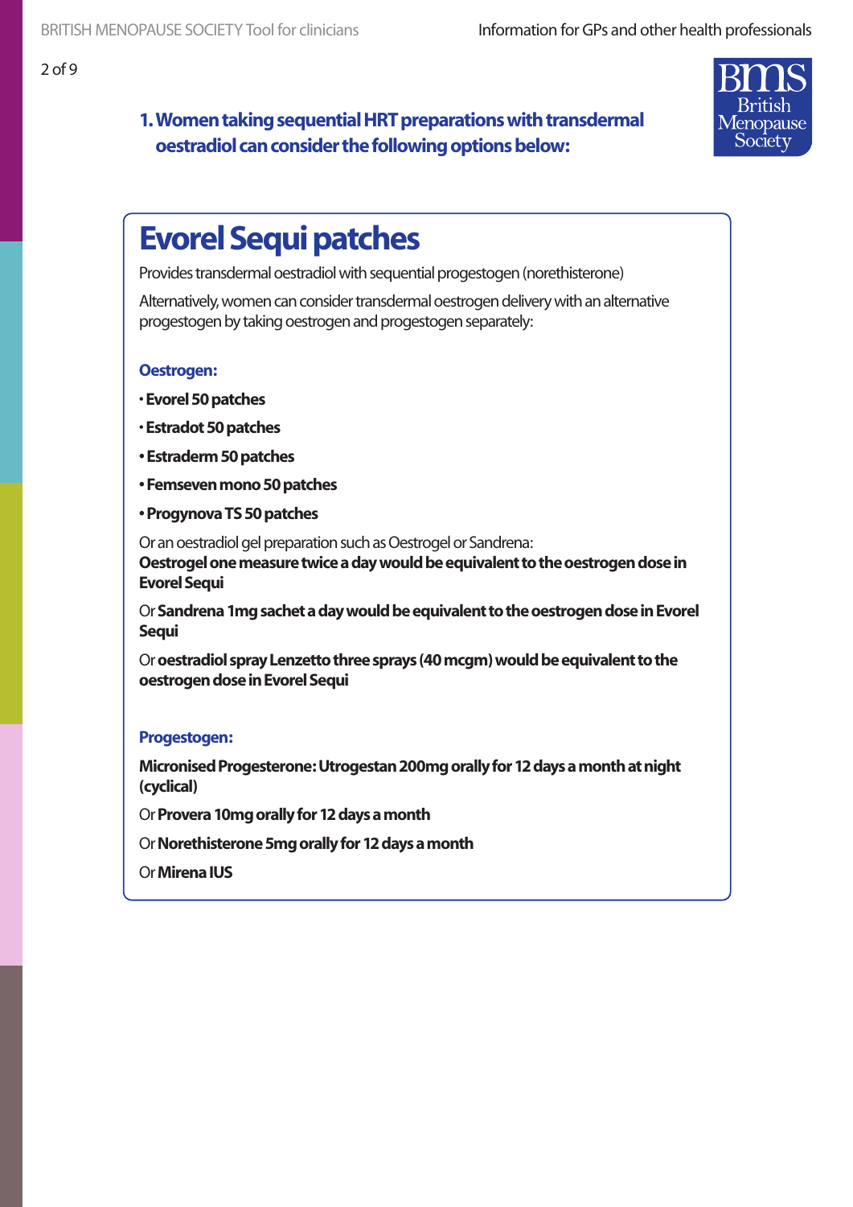## 1. Women taking sequential HRT preparations with transdermal oestradiol can consider the following options below:

# Evorel Sequi patches

Provides transdermal oestradiol with sequential progestogen (norethisterone)

Alternatively, women can consider transdermal oestrogen delivery with an alternative progestogen by taking oestrogen and progestogen separately:

### Oestrogen:

- **Evorel 50 patches**
- **Estradot 50 patches**
- **Estraderm 50 patches**
- **Femseven mono 50 patches**
- **Progynova TS 50 patches**

Or an oestradiol gel preparation such as Oestrogel or Sandrena:
**Oestrogel one measure twice a day would be equivalent to the oestrogen dose in Evorel Sequi**

Or **Sandrena 1mg sachet a day would be equivalent to the oestrogen dose in Evorel Sequi**

Or **oestradiol spray Lenzetto three sprays (40 mcgm) would be equivalent to the oestrogen dose in Evorel Sequi**

### Progestogen:

**Micronised Progesterone: Utrogestan 200mg orally for 12 days a month at night (cyclical)**

Or **Provera 10mg orally for 12 days a month**

Or **Norethisterone 5mg orally for 12 days a month**

Or **Mirena IUS**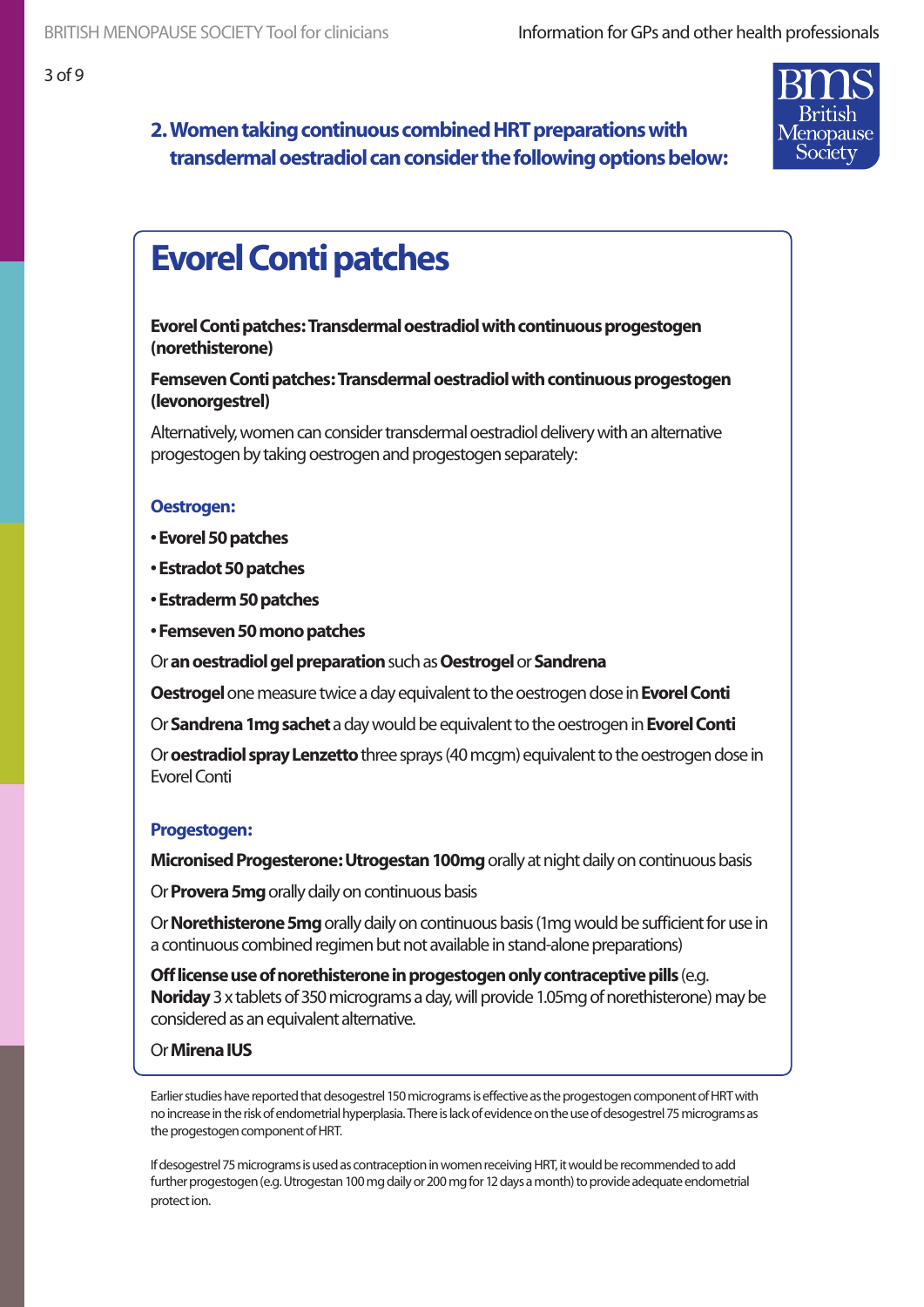## 2. Women taking continuous combined HRT preparations with transdermal oestradiol can consider the following options below:

# Evorel Conti patches

**Evorel Conti patches: Transdermal oestradiol with continuous progestogen (norethisterone)**

**Femseven Conti patches: Transdermal oestradiol with continuous progestogen (levonorgestrel)**

Alternatively, women can consider transdermal oestradiol delivery with an alternative progestogen by taking oestrogen and progestogen separately:

### Oestrogen:

- **Evorel 50 patches**
- **Estradot 50 patches**
- **Estraderm 50 patches**
- **Femseven 50 mono patches**

Or **an oestradiol gel preparation** such as **Oestrogel** or **Sandrena**

**Oestrogel** one measure twice a day equivalent to the oestrogen dose in **Evorel Conti**

Or **Sandrena 1mg sachet** a day would be equivalent to the oestrogen in **Evorel Conti**

Or **oestradiol spray Lenzetto** three sprays (40 mcgm) equivalent to the oestrogen dose in Evorel Conti

### Progestogen:

**Micronised Progesterone: Utrogestan 100mg** orally at night daily on continuous basis

Or **Provera 5mg** orally daily on continuous basis

Or **Norethisterone 5mg** orally daily on continuous basis (1mg would be sufficient for use in a continuous combined regimen but not available in stand-alone preparations)

**Off license use of norethisterone in progestogen only contraceptive pills** (e.g. **Noriday** 3 x tablets of 350 micrograms a day, will provide 1.05mg of norethisterone) may be considered as an equivalent alternative.

Or **Mirena IUS**

Earlier studies have reported that desogestrel 150 micrograms is effective as the progestogen component of HRT with no increase in the risk of endometrial hyperplasia. There is lack of evidence on the use of desogestrel 75 micrograms as the progestogen component of HRT.

If desogestrel 75 micrograms is used as contraception in women receiving HRT, it would be recommended to add further progestogen (e.g. Utrogestan 100 mg daily or 200 mg for 12 days a month) to provide adequate endometrial protect ion.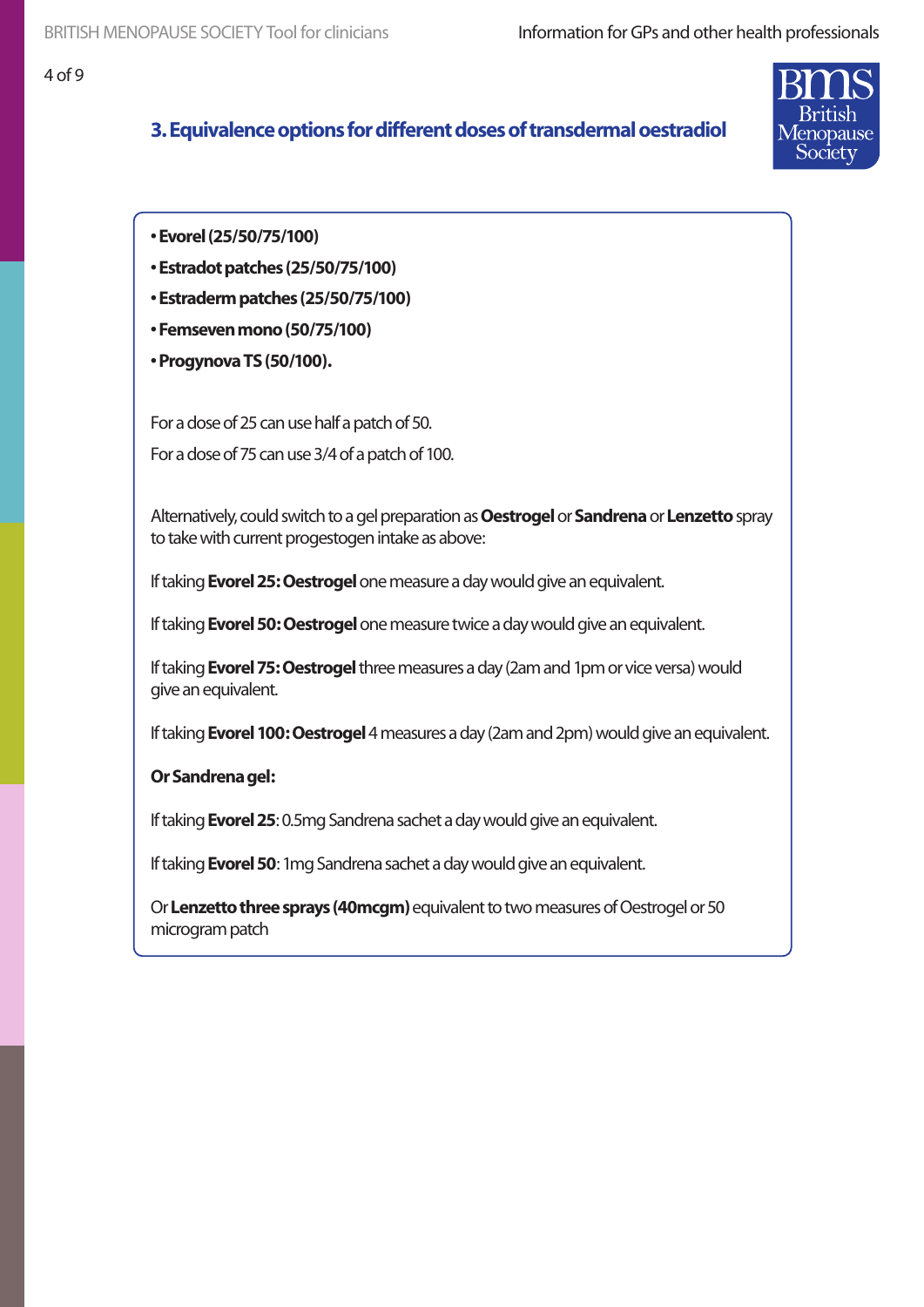## 3. Equivalence options for different doses of transdermal oestradiol

- **Evorel (25/50/75/100)**
- **Estradot patches (25/50/75/100)**
- **Estraderm patches (25/50/75/100)**
- **Femseven mono (50/75/100)**
- **Progynova TS (50/100).**

For a dose of 25 can use half a patch of 50.

For a dose of 75 can use 3/4 of a patch of 100.

Alternatively, could switch to a gel preparation as **Oestrogel** or **Sandrena** or **Lenzetto** spray to take with current progestogen intake as above:

If taking **Evorel 25: Oestrogel** one measure a day would give an equivalent.

If taking **Evorel 50: Oestrogel** one measure twice a day would give an equivalent.

If taking **Evorel 75: Oestrogel** three measures a day (2am and 1pm or vice versa) would give an equivalent.

If taking **Evorel 100: Oestrogel** 4 measures a day (2am and 2pm) would give an equivalent.

**Or Sandrena gel:**

If taking **Evorel 25**: 0.5mg Sandrena sachet a day would give an equivalent.

If taking **Evorel 50**: 1mg Sandrena sachet a day would give an equivalent.

Or **Lenzetto three sprays (40mcgm)** equivalent to two measures of Oestrogel or 50 microgram patch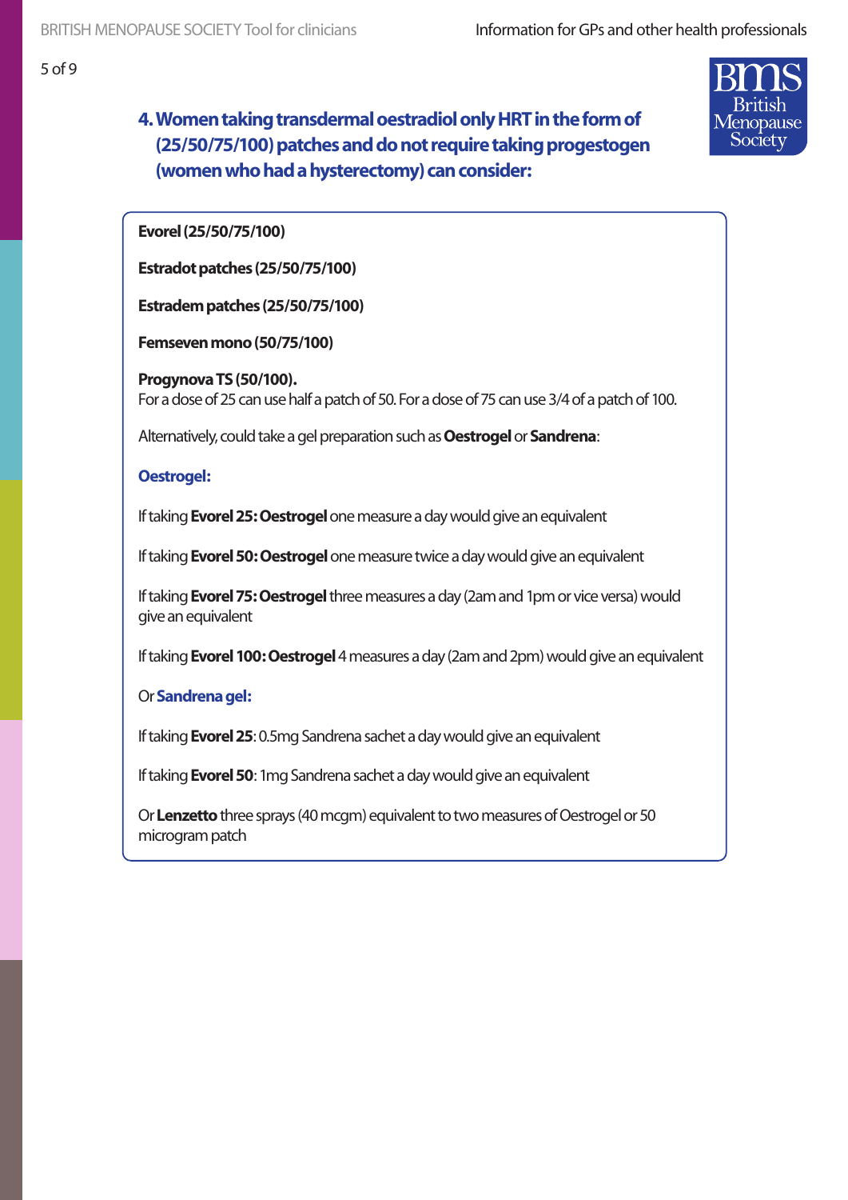## 4. Women taking transdermal oestradiol only HRT in the form of (25/50/75/100) patches and do not require taking progestogen (women who had a hysterectomy) can consider:

**Evorel (25/50/75/100)**

**Estradot patches (25/50/75/100)**

**Estradem patches (25/50/75/100)**

**Femseven mono (50/75/100)**

**Progynova TS (50/100).**
For a dose of 25 can use half a patch of 50. For a dose of 75 can use 3/4 of a patch of 100.

Alternatively, could take a gel preparation such as **Oestrogel** or **Sandrena**:

**Oestrogel:**

If taking **Evorel 25: Oestrogel** one measure a day would give an equivalent

If taking **Evorel 50: Oestrogel** one measure twice a day would give an equivalent

If taking **Evorel 75: Oestrogel** three measures a day (2am and 1pm or vice versa) would give an equivalent

If taking **Evorel 100: Oestrogel** 4 measures a day (2am and 2pm) would give an equivalent

Or **Sandrena gel:**

If taking **Evorel 25**: 0.5mg Sandrena sachet a day would give an equivalent

If taking **Evorel 50**: 1mg Sandrena sachet a day would give an equivalent

Or **Lenzetto** three sprays (40 mcgm) equivalent to two measures of Oestrogel or 50 microgram patch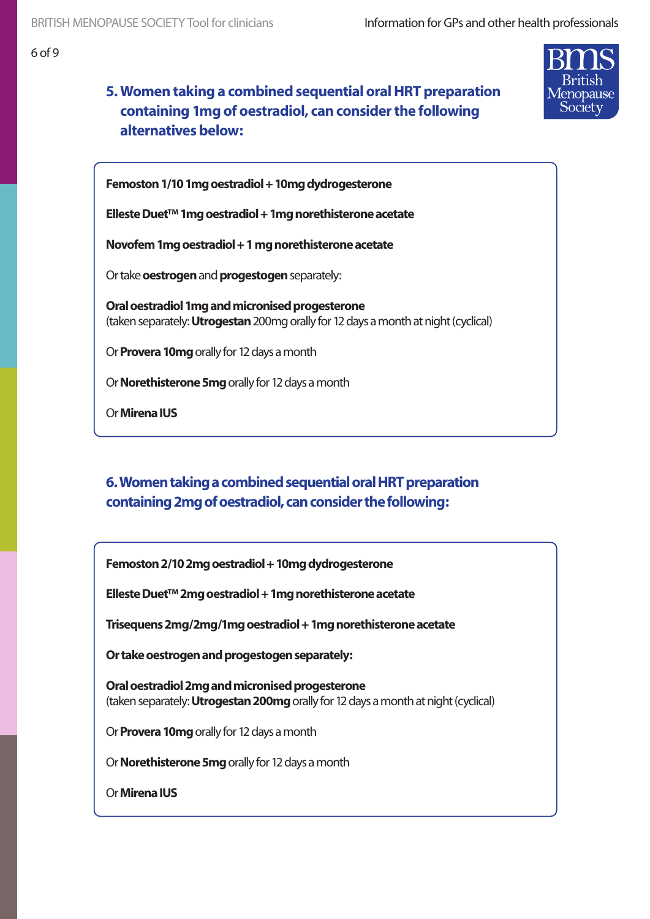## 5. Women taking a combined sequential oral HRT preparation containing 1mg of oestradiol, can consider the following alternatives below:

**Femoston 1/10 1mg oestradiol + 10mg dydrogesterone**

**Elleste Duet™ 1mg oestradiol + 1mg norethisterone acetate**

**Novofem 1mg oestradiol + 1 mg norethisterone acetate**

Or take **oestrogen** and **progestogen** separately:

**Oral oestradiol 1mg and micronised progesterone**
(taken separately: **Utrogestan** 200mg orally for 12 days a month at night (cyclical)

Or **Provera 10mg** orally for 12 days a month

Or **Norethisterone 5mg** orally for 12 days a month

Or **Mirena IUS**

## 6. Women taking a combined sequential oral HRT preparation containing 2mg of oestradiol, can consider the following:

**Femoston 2/10 2mg oestradiol + 10mg dydrogesterone**

**Elleste Duet™ 2mg oestradiol + 1mg norethisterone acetate**

**Trisequens 2mg/2mg/1mg oestradiol + 1mg norethisterone acetate**

**Or take oestrogen and progestogen separately:**

**Oral oestradiol 2mg and micronised progesterone**
(taken separately: **Utrogestan 200mg** orally for 12 days a month at night (cyclical)

Or **Provera 10mg** orally for 12 days a month

Or **Norethisterone 5mg** orally for 12 days a month

Or **Mirena IUS**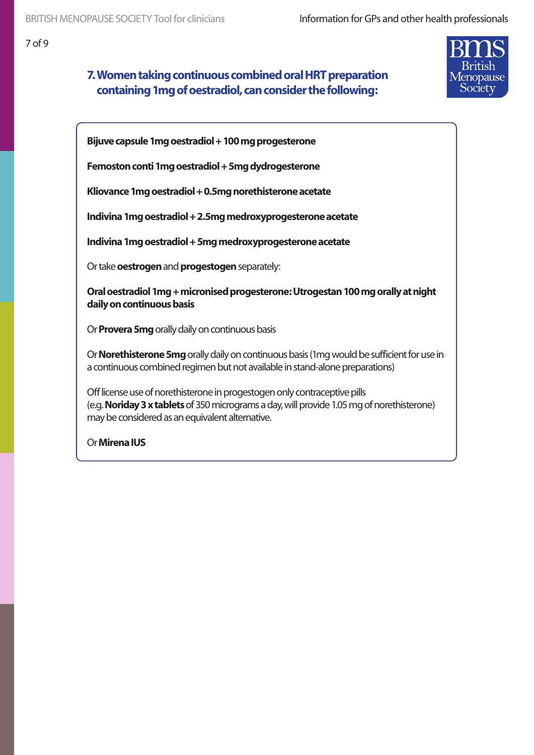## 7. Women taking continuous combined oral HRT preparation containing 1mg of oestradiol, can consider the following:

**Bijuve capsule 1mg oestradiol + 100 mg progesterone**

**Femoston conti 1mg oestradiol + 5mg dydrogesterone**

**Kliovance 1mg oestradiol + 0.5mg norethisterone acetate**

**Indivina 1mg oestradiol + 2.5mg medroxyprogesterone acetate**

**Indivina 1mg oestradiol + 5mg medroxyprogesterone acetate**

Or take **oestrogen** and **progestogen** separately:

**Oral oestradiol 1mg + micronised progesterone: Utrogestan 100 mg orally at night daily on continuous basis**

Or **Provera 5mg** orally daily on continuous basis

Or **Norethisterone 5mg** orally daily on continuous basis (1mg would be sufficient for use in a continuous combined regimen but not available in stand-alone preparations)

Off license use of norethisterone in progestogen only contraceptive pills (e.g. **Noriday 3 x tablets** of 350 micrograms a day, will provide 1.05 mg of norethisterone) may be considered as an equivalent alternative.

Or **Mirena IUS**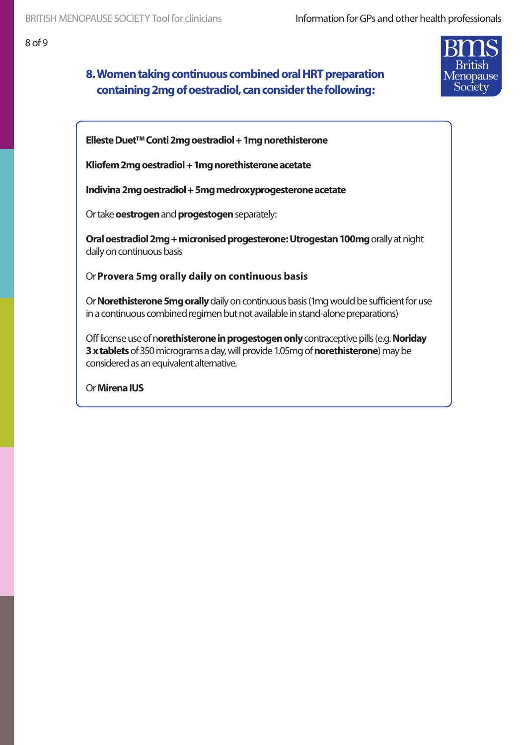## 8. Women taking continuous combined oral HRT preparation containing 2mg of oestradiol, can consider the following:

**Elleste Duet™ Conti 2mg oestradiol + 1mg norethisterone**

**Kliofem 2mg oestradiol + 1mg norethisterone acetate**

**Indivina 2mg oestradiol + 5mg medroxyprogesterone acetate**

Or take **oestrogen** and **progestogen** separately:

**Oral oestradiol 2mg + micronised progesterone: Utrogestan 100mg** orally at night daily on continuous basis

Or **Provera 5mg orally daily on continuous basis**

Or **Norethisterone 5mg orally** daily on continuous basis (1mg would be sufficient for use in a continuous combined regimen but not available in stand-alone preparations)

Off license use of n**orethisterone in progestogen only** contraceptive pills (e.g. **Noriday 3 x tablets** of 350 micrograms a day, will provide 1.05mg of **norethisterone**) may be considered as an equivalent alternative.

Or **Mirena IUS**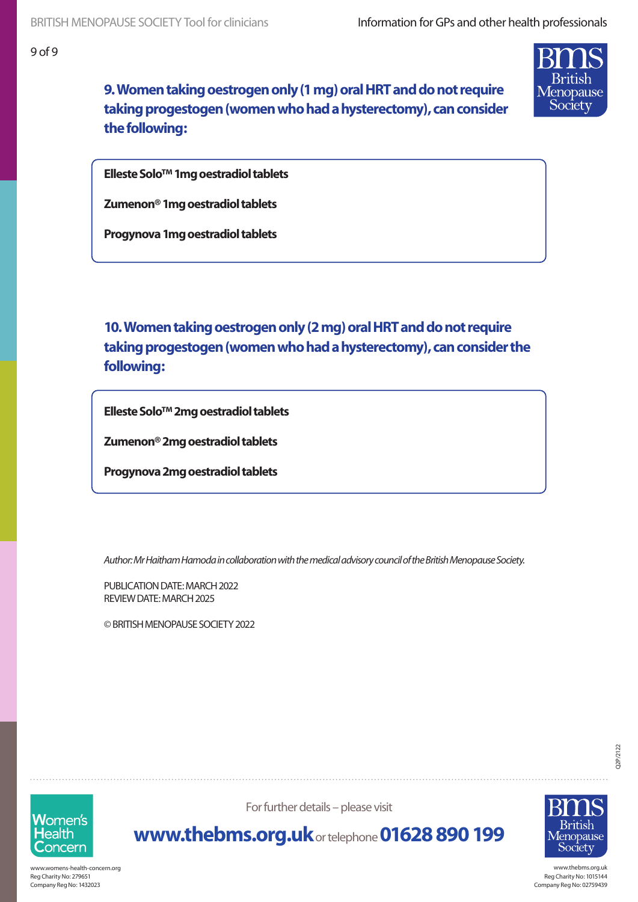## 9. Women taking oestrogen only (1 mg) oral HRT and do not require taking progestogen (women who had a hysterectomy), can consider the following:

**Elleste Solo™ 1mg oestradiol tablets**

**Zumenon® 1mg oestradiol tablets**

**Progynova 1mg oestradiol tablets**

## 10. Women taking oestrogen only (2 mg) oral HRT and do not require taking progestogen (women who had a hysterectomy), can consider the following:

**Elleste Solo™ 2mg oestradiol tablets**

**Zumenon® 2mg oestradiol tablets**

**Progynova 2mg oestradiol tablets**

*Author: Mr Haitham Hamoda in collaboration with the medical advisory council of the British Menopause Society.*

PUBLICATION DATE: MARCH 2022
REVIEW DATE: MARCH 2025

© BRITISH MENOPAUSE SOCIETY 2022

Q2P/2122

For further details – please visit

**www.thebms.org.uk** or telephone **01628 890 199**

www.womens-health-concern.org
Reg Charity No: 279651
Company Reg No: 1432023

www.thebms.org.uk
Reg Charity No: 1015144
Company Reg No: 02759439